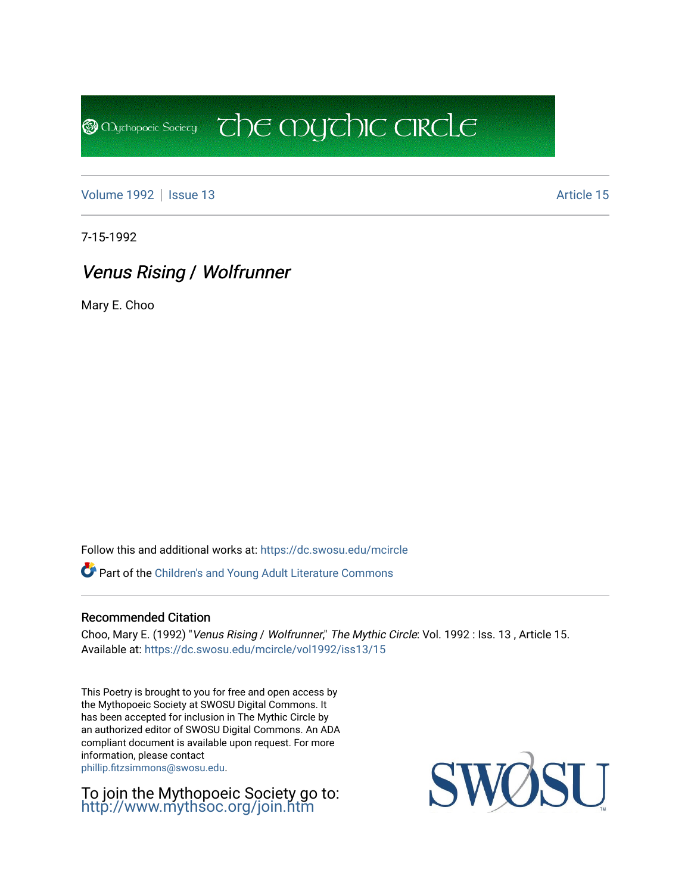Volume 1992 | Issue 13 Article 15

7-15-1992

# *Venus Rising / Wolfrunner*

Mary E. Choo

Follow this and additional works at: https://dc.swosu.edu/mcircle

Part of the Children's and Young Adult Literature Commons

### Recommended Citation

Choo, Mary E. (1992) "*Venus Rising / Wolfrunner*," *The Mythic Circle*: Vol. 1992 : Iss. 13 , Article 15.
Available at: https://dc.swosu.edu/mcircle/vol1992/iss13/15

This Poetry is brought to you for free and open access by the Mythopoeic Society at SWOSU Digital Commons. It has been accepted for inclusion in The Mythic Circle by an authorized editor of SWOSU Digital Commons. An ADA compliant document is available upon request. For more information, please contact phillip.fitzsimmons@swosu.edu.

To join the Mythopoeic Society go to: http://www.mythsoc.org/join.htm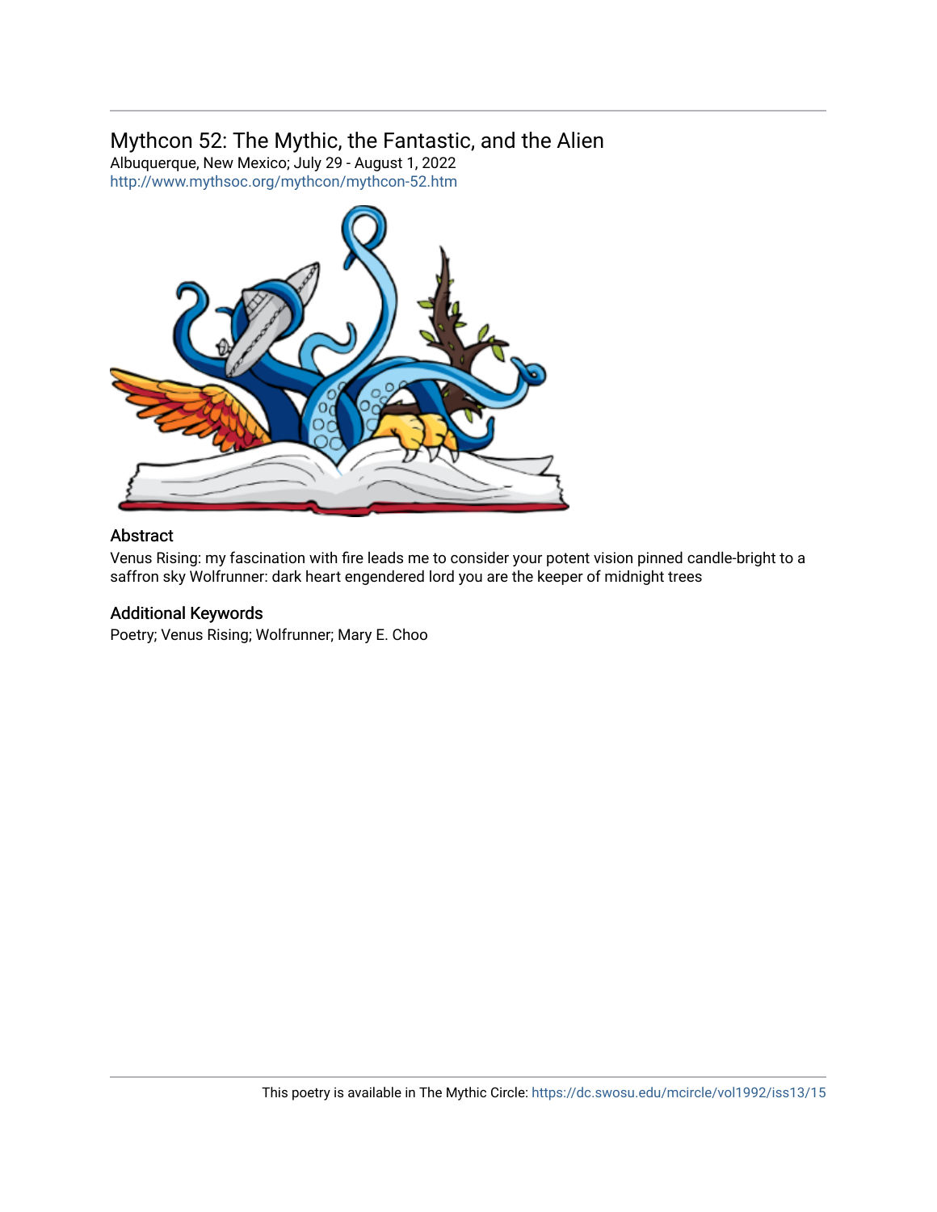## Mythcon 52: The Mythic, the Fantastic, and the Alien

Albuquerque, New Mexico; July 29 - August 1, 2022

http://www.mythsoc.org/mythcon/mythcon-52.htm

### Abstract

Venus Rising: my fascination with fire leads me to consider your potent vision pinned candle-bright to a saffron sky Wolfrunner: dark heart engendered lord you are the keeper of midnight trees

### Additional Keywords

Poetry; Venus Rising; Wolfrunner; Mary E. Choo

This poetry is available in The Mythic Circle: https://dc.swosu.edu/mcircle/vol1992/iss13/15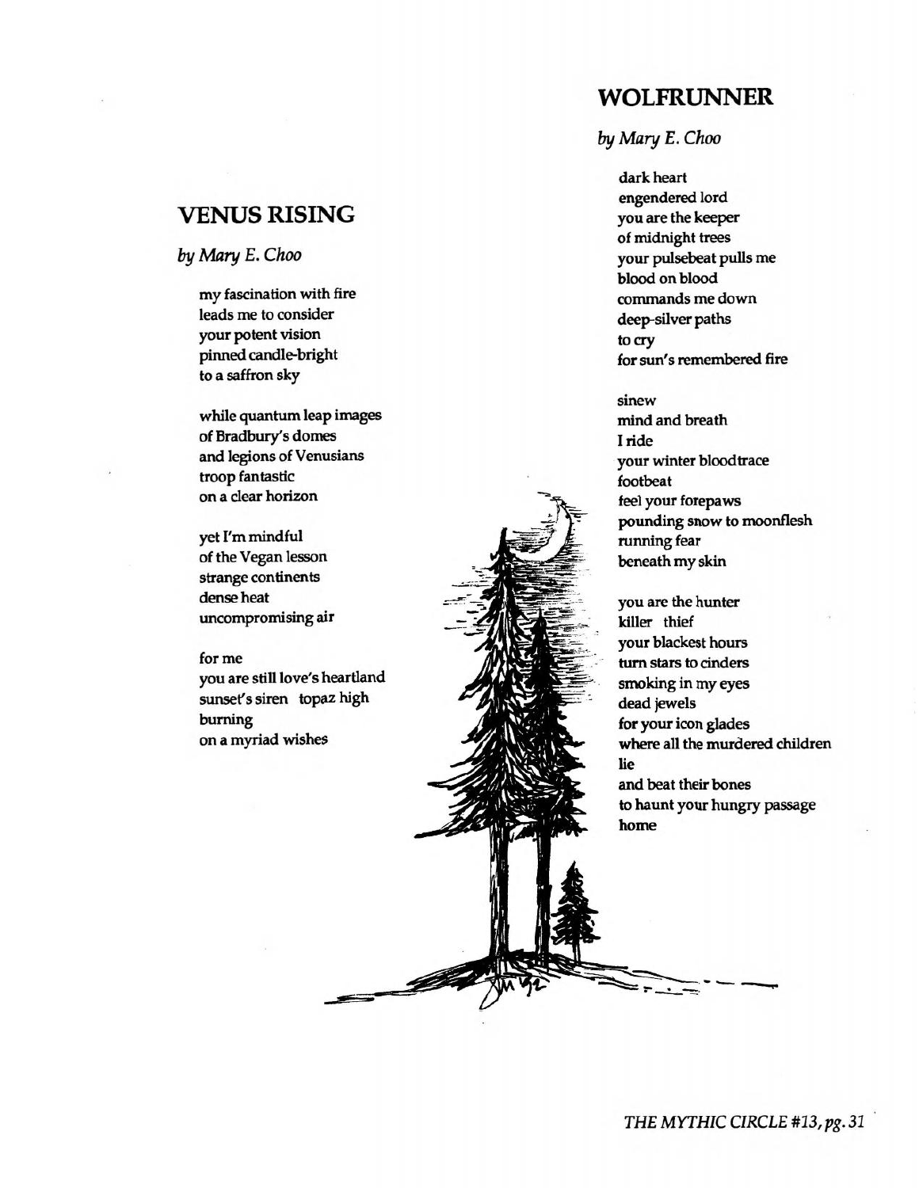## VENUS RISING

*by Mary E. Choo*

my fascination with fire
leads me to consider
your potent vision
pinned candle-bright
to a saffron sky

while quantum leap images
of Bradbury's domes
and legions of Venusians
troop fantastic
on a clear horizon

yet I'm mindful
of the Vegan lesson
strange continents
dense heat
uncompromising air

for me
you are still love's heartland
sunset's siren topaz high
burning
on a myriad wishes

## WOLFRUNNER

*by Mary E. Choo*

dark heart
engendered lord
you are the keeper
of midnight trees
your pulsebeat pulls me
blood on blood
commands me down
deep-silver paths
to cry
for sun's remembered fire

sinew
mind and breath
I ride
your winter bloodtrace
footbeat
feel your forepaws
pounding snow to moonflesh
running fear
beneath my skin

you are the hunter
killer thief
your blackest hours
turn stars to cinders
smoking in my eyes
dead jewels
for your icon glades
where all the murdered children
lie
and beat their bones
to haunt your hungry passage
home